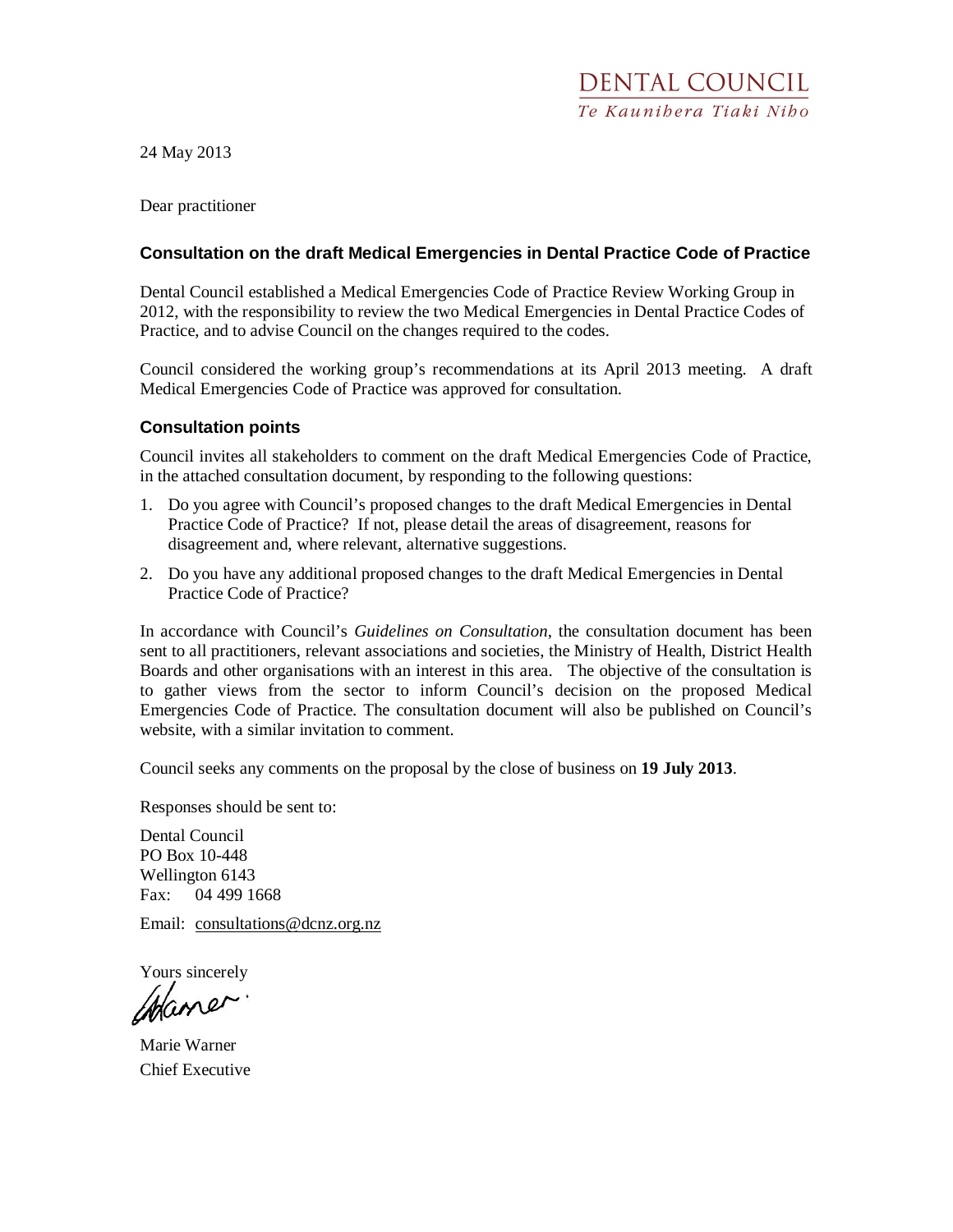DENTAL COUNCIL
*Te Kaunihera Tiaki Niho*

24 May 2013

Dear practitioner

### Consultation on the draft Medical Emergencies in Dental Practice Code of Practice

Dental Council established a Medical Emergencies Code of Practice Review Working Group in 2012, with the responsibility to review the two Medical Emergencies in Dental Practice Codes of Practice, and to advise Council on the changes required to the codes.

Council considered the working group's recommendations at its April 2013 meeting. A draft Medical Emergencies Code of Practice was approved for consultation.

### Consultation points

Council invites all stakeholders to comment on the draft Medical Emergencies Code of Practice, in the attached consultation document, by responding to the following questions:

1. Do you agree with Council's proposed changes to the draft Medical Emergencies in Dental Practice Code of Practice? If not, please detail the areas of disagreement, reasons for disagreement and, where relevant, alternative suggestions.
2. Do you have any additional proposed changes to the draft Medical Emergencies in Dental Practice Code of Practice?

In accordance with Council's *Guidelines on Consultation*, the consultation document has been sent to all practitioners, relevant associations and societies, the Ministry of Health, District Health Boards and other organisations with an interest in this area. The objective of the consultation is to gather views from the sector to inform Council's decision on the proposed Medical Emergencies Code of Practice. The consultation document will also be published on Council's website, with a similar invitation to comment.

Council seeks any comments on the proposal by the close of business on **19 July 2013**.

Responses should be sent to:

Dental Council
PO Box 10-448
Wellington 6143
Fax: 04 499 1668

Email: consultations@dcnz.org.nz

Yours sincerely

Marie Warner
Chief Executive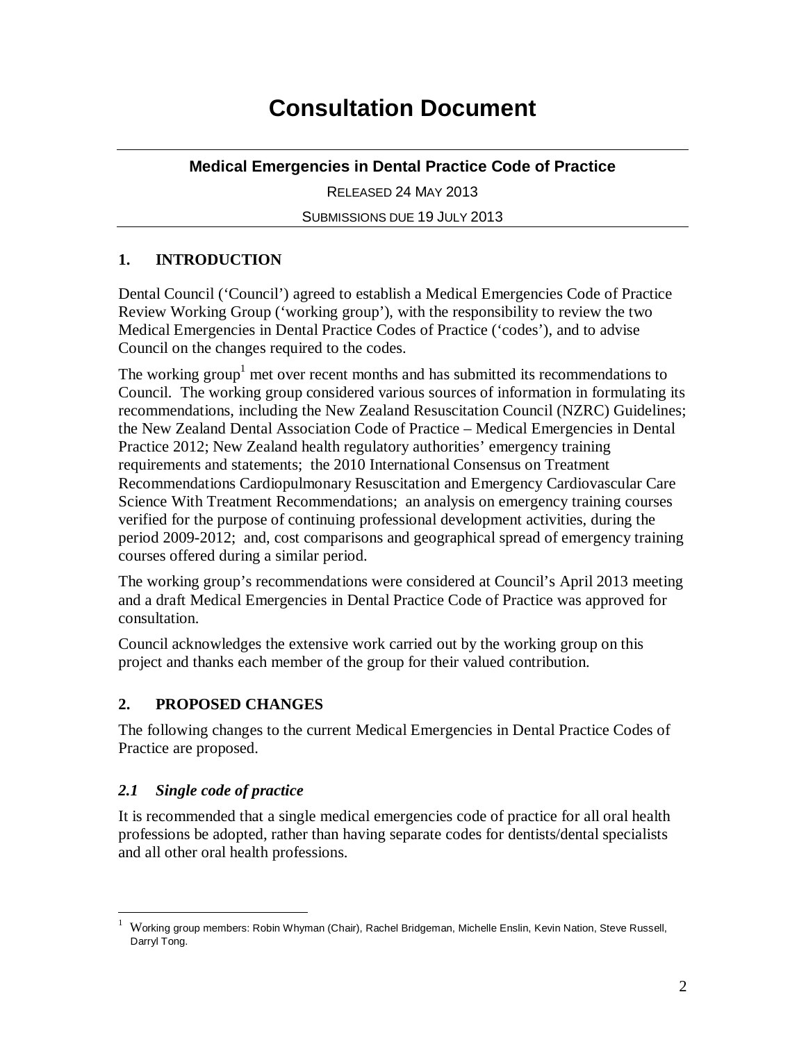# Consultation Document

**Medical Emergencies in Dental Practice Code of Practice**

RELEASED 24 MAY 2013

SUBMISSIONS DUE 19 JULY 2013

## 1. INTRODUCTION

Dental Council ('Council') agreed to establish a Medical Emergencies Code of Practice Review Working Group ('working group'), with the responsibility to review the two Medical Emergencies in Dental Practice Codes of Practice ('codes'), and to advise Council on the changes required to the codes.

The working group[1] met over recent months and has submitted its recommendations to Council. The working group considered various sources of information in formulating its recommendations, including the New Zealand Resuscitation Council (NZRC) Guidelines; the New Zealand Dental Association Code of Practice – Medical Emergencies in Dental Practice 2012; New Zealand health regulatory authorities' emergency training requirements and statements; the 2010 International Consensus on Treatment Recommendations Cardiopulmonary Resuscitation and Emergency Cardiovascular Care Science With Treatment Recommendations; an analysis on emergency training courses verified for the purpose of continuing professional development activities, during the period 2009-2012; and, cost comparisons and geographical spread of emergency training courses offered during a similar period.

The working group's recommendations were considered at Council's April 2013 meeting and a draft Medical Emergencies in Dental Practice Code of Practice was approved for consultation.

Council acknowledges the extensive work carried out by the working group on this project and thanks each member of the group for their valued contribution.

## 2. PROPOSED CHANGES

The following changes to the current Medical Emergencies in Dental Practice Codes of Practice are proposed.

### *2.1 Single code of practice*

It is recommended that a single medical emergencies code of practice for all oral health professions be adopted, rather than having separate codes for dentists/dental specialists and all other oral health professions.

---

[1] Working group members: Robin Whyman (Chair), Rachel Bridgeman, Michelle Enslin, Kevin Nation, Steve Russell, Darryl Tong.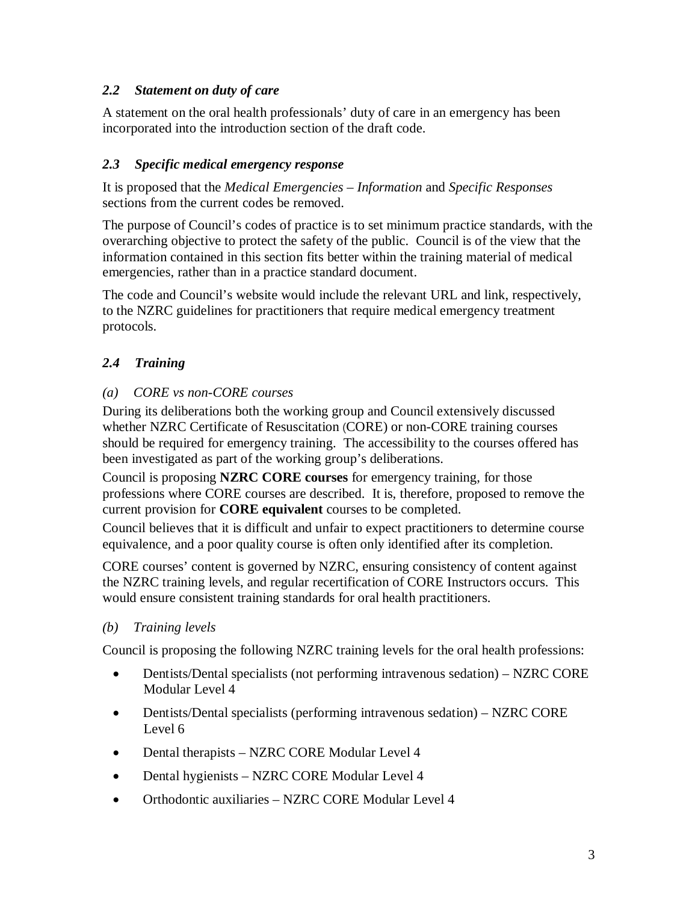### *2.2 Statement on duty of care*

A statement on the oral health professionals' duty of care in an emergency has been incorporated into the introduction section of the draft code.

### *2.3 Specific medical emergency response*

It is proposed that the *Medical Emergencies – Information* and *Specific Responses* sections from the current codes be removed.

The purpose of Council's codes of practice is to set minimum practice standards, with the overarching objective to protect the safety of the public. Council is of the view that the information contained in this section fits better within the training material of medical emergencies, rather than in a practice standard document.

The code and Council's website would include the relevant URL and link, respectively, to the NZRC guidelines for practitioners that require medical emergency treatment protocols.

### *2.4 Training*

*(a) CORE vs non-CORE courses*

During its deliberations both the working group and Council extensively discussed whether NZRC Certificate of Resuscitation (CORE) or non-CORE training courses should be required for emergency training. The accessibility to the courses offered has been investigated as part of the working group's deliberations.

Council is proposing **NZRC CORE courses** for emergency training, for those professions where CORE courses are described. It is, therefore, proposed to remove the current provision for **CORE equivalent** courses to be completed.

Council believes that it is difficult and unfair to expect practitioners to determine course equivalence, and a poor quality course is often only identified after its completion.

CORE courses' content is governed by NZRC, ensuring consistency of content against the NZRC training levels, and regular recertification of CORE Instructors occurs. This would ensure consistent training standards for oral health practitioners.

*(b) Training levels*

Council is proposing the following NZRC training levels for the oral health professions:

- Dentists/Dental specialists (not performing intravenous sedation) – NZRC CORE Modular Level 4
- Dentists/Dental specialists (performing intravenous sedation) – NZRC CORE Level 6
- Dental therapists – NZRC CORE Modular Level 4
- Dental hygienists – NZRC CORE Modular Level 4
- Orthodontic auxiliaries – NZRC CORE Modular Level 4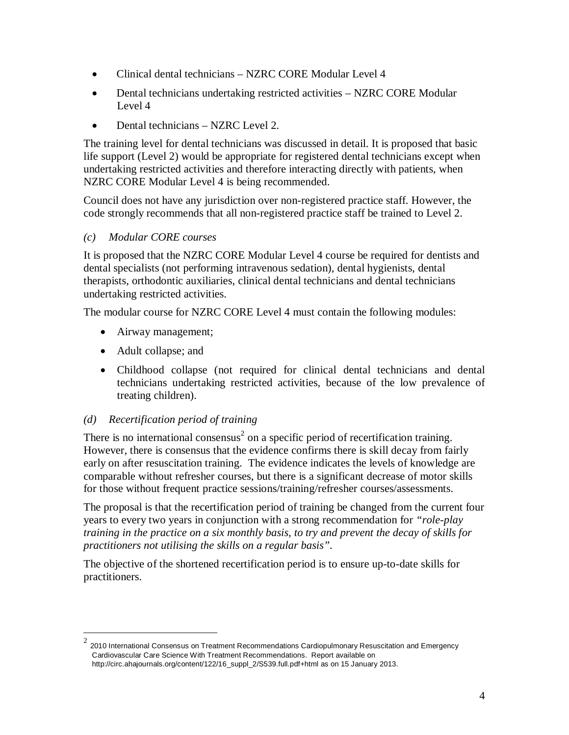- Clinical dental technicians – NZRC CORE Modular Level 4
- Dental technicians undertaking restricted activities – NZRC CORE Modular Level 4
- Dental technicians – NZRC Level 2.

The training level for dental technicians was discussed in detail. It is proposed that basic life support (Level 2) would be appropriate for registered dental technicians except when undertaking restricted activities and therefore interacting directly with patients, when NZRC CORE Modular Level 4 is being recommended.

Council does not have any jurisdiction over non-registered practice staff. However, the code strongly recommends that all non-registered practice staff be trained to Level 2.

### *(c) Modular CORE courses*

It is proposed that the NZRC CORE Modular Level 4 course be required for dentists and dental specialists (not performing intravenous sedation), dental hygienists, dental therapists, orthodontic auxiliaries, clinical dental technicians and dental technicians undertaking restricted activities.

The modular course for NZRC CORE Level 4 must contain the following modules:

- Airway management;
- Adult collapse; and
- Childhood collapse (not required for clinical dental technicians and dental technicians undertaking restricted activities, because of the low prevalence of treating children).

### *(d) Recertification period of training*

There is no international consensus[2] on a specific period of recertification training. However, there is consensus that the evidence confirms there is skill decay from fairly early on after resuscitation training. The evidence indicates the levels of knowledge are comparable without refresher courses, but there is a significant decrease of motor skills for those without frequent practice sessions/training/refresher courses/assessments.

The proposal is that the recertification period of training be changed from the current four years to every two years in conjunction with a strong recommendation for *"role-play training in the practice on a six monthly basis, to try and prevent the decay of skills for practitioners not utilising the skills on a regular basis"*.

The objective of the shortened recertification period is to ensure up-to-date skills for practitioners.

---

[2] 2010 International Consensus on Treatment Recommendations Cardiopulmonary Resuscitation and Emergency Cardiovascular Care Science With Treatment Recommendations. Report available on http://circ.ahajournals.org/content/122/16_suppl_2/S539.full.pdf+html as on 15 January 2013.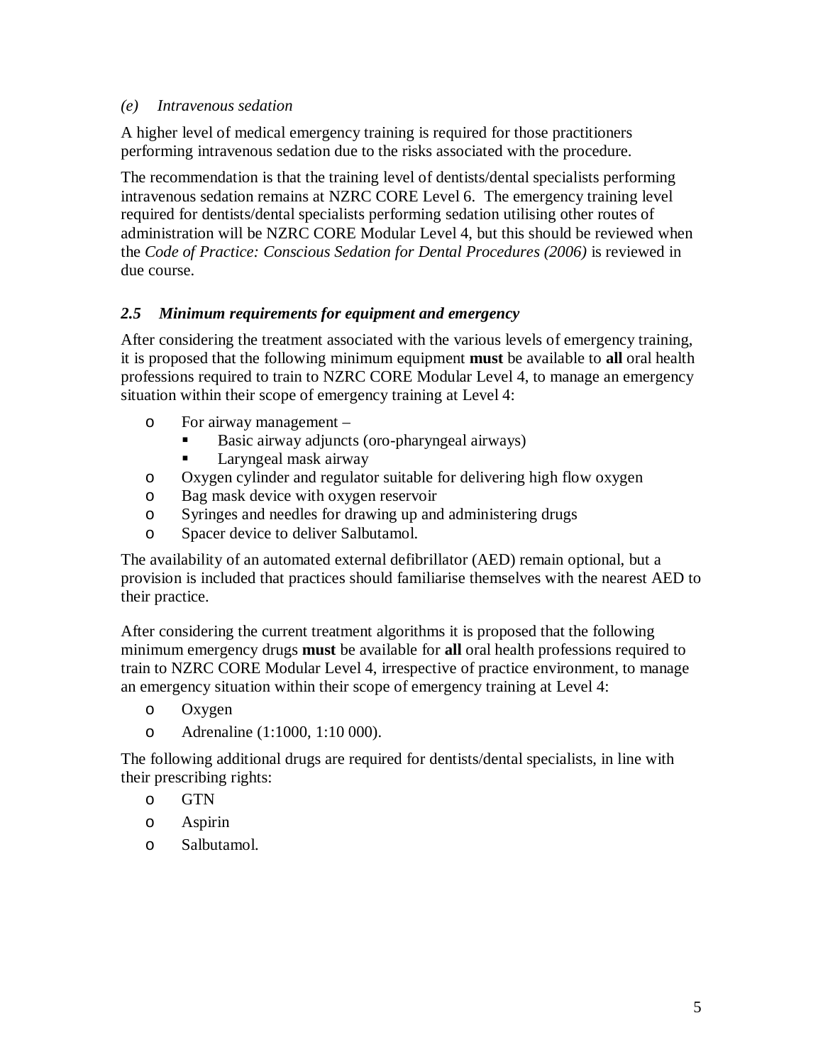*(e) Intravenous sedation*

A higher level of medical emergency training is required for those practitioners performing intravenous sedation due to the risks associated with the procedure.

The recommendation is that the training level of dentists/dental specialists performing intravenous sedation remains at NZRC CORE Level 6. The emergency training level required for dentists/dental specialists performing sedation utilising other routes of administration will be NZRC CORE Modular Level 4, but this should be reviewed when the *Code of Practice: Conscious Sedation for Dental Procedures (2006)* is reviewed in due course.

### *2.5 Minimum requirements for equipment and emergency*

After considering the treatment associated with the various levels of emergency training, it is proposed that the following minimum equipment **must** be available to **all** oral health professions required to train to NZRC CORE Modular Level 4, to manage an emergency situation within their scope of emergency training at Level 4:

- For airway management –
  - Basic airway adjuncts (oro-pharyngeal airways)
  - Laryngeal mask airway
- Oxygen cylinder and regulator suitable for delivering high flow oxygen
- Bag mask device with oxygen reservoir
- Syringes and needles for drawing up and administering drugs
- Spacer device to deliver Salbutamol.

The availability of an automated external defibrillator (AED) remain optional, but a provision is included that practices should familiarise themselves with the nearest AED to their practice.

After considering the current treatment algorithms it is proposed that the following minimum emergency drugs **must** be available for **all** oral health professions required to train to NZRC CORE Modular Level 4, irrespective of practice environment, to manage an emergency situation within their scope of emergency training at Level 4:

- Oxygen
- Adrenaline (1:1000, 1:10 000).

The following additional drugs are required for dentists/dental specialists, in line with their prescribing rights:

- GTN
- Aspirin
- Salbutamol.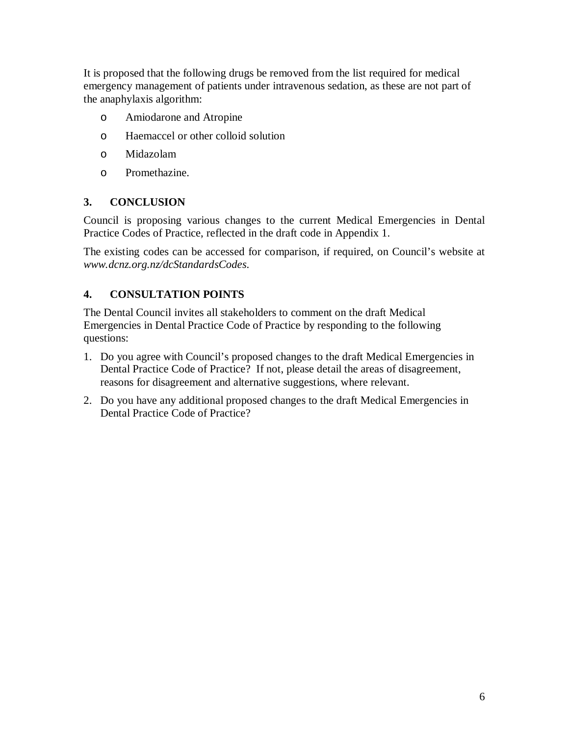It is proposed that the following drugs be removed from the list required for medical emergency management of patients under intravenous sedation, as these are not part of the anaphylaxis algorithm:

- Amiodarone and Atropine
- Haemaccel or other colloid solution
- Midazolam
- Promethazine.

## 3. CONCLUSION

Council is proposing various changes to the current Medical Emergencies in Dental Practice Codes of Practice, reflected in the draft code in Appendix 1.

The existing codes can be accessed for comparison, if required, on Council's website at *www.dcnz.org.nz/dcStandardsCodes*.

## 4. CONSULTATION POINTS

The Dental Council invites all stakeholders to comment on the draft Medical Emergencies in Dental Practice Code of Practice by responding to the following questions:

1. Do you agree with Council's proposed changes to the draft Medical Emergencies in Dental Practice Code of Practice? If not, please detail the areas of disagreement, reasons for disagreement and alternative suggestions, where relevant.
2. Do you have any additional proposed changes to the draft Medical Emergencies in Dental Practice Code of Practice?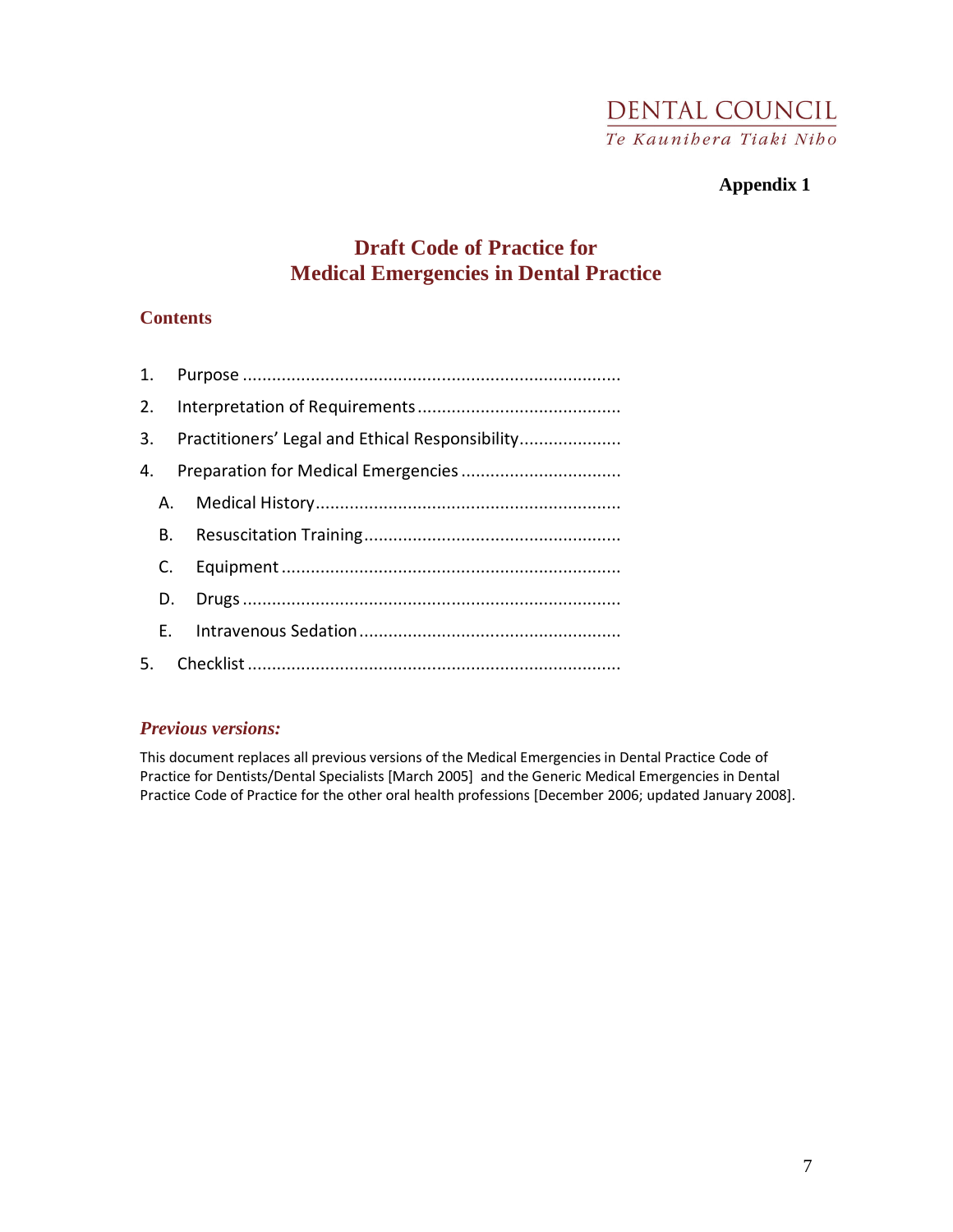DENTAL COUNCIL
*Te Kaunihera Tiaki Niho*

**Appendix 1**

# Draft Code of Practice for Medical Emergencies in Dental Practice

## Contents

1. Purpose ............................................................................
2. Interpretation of Requirements .........................................
3. Practitioners' Legal and Ethical Responsibility....................
4. Preparation for Medical Emergencies ................................
   A. Medical History..............................................................
   B. Resuscitation Training....................................................
   C. Equipment ....................................................................
   D. Drugs ............................................................................
   E. Intravenous Sedation .....................................................
5. Checklist ............................................................................

### *Previous versions:*

This document replaces all previous versions of the Medical Emergencies in Dental Practice Code of Practice for Dentists/Dental Specialists [March 2005] and the Generic Medical Emergencies in Dental Practice Code of Practice for the other oral health professions [December 2006; updated January 2008].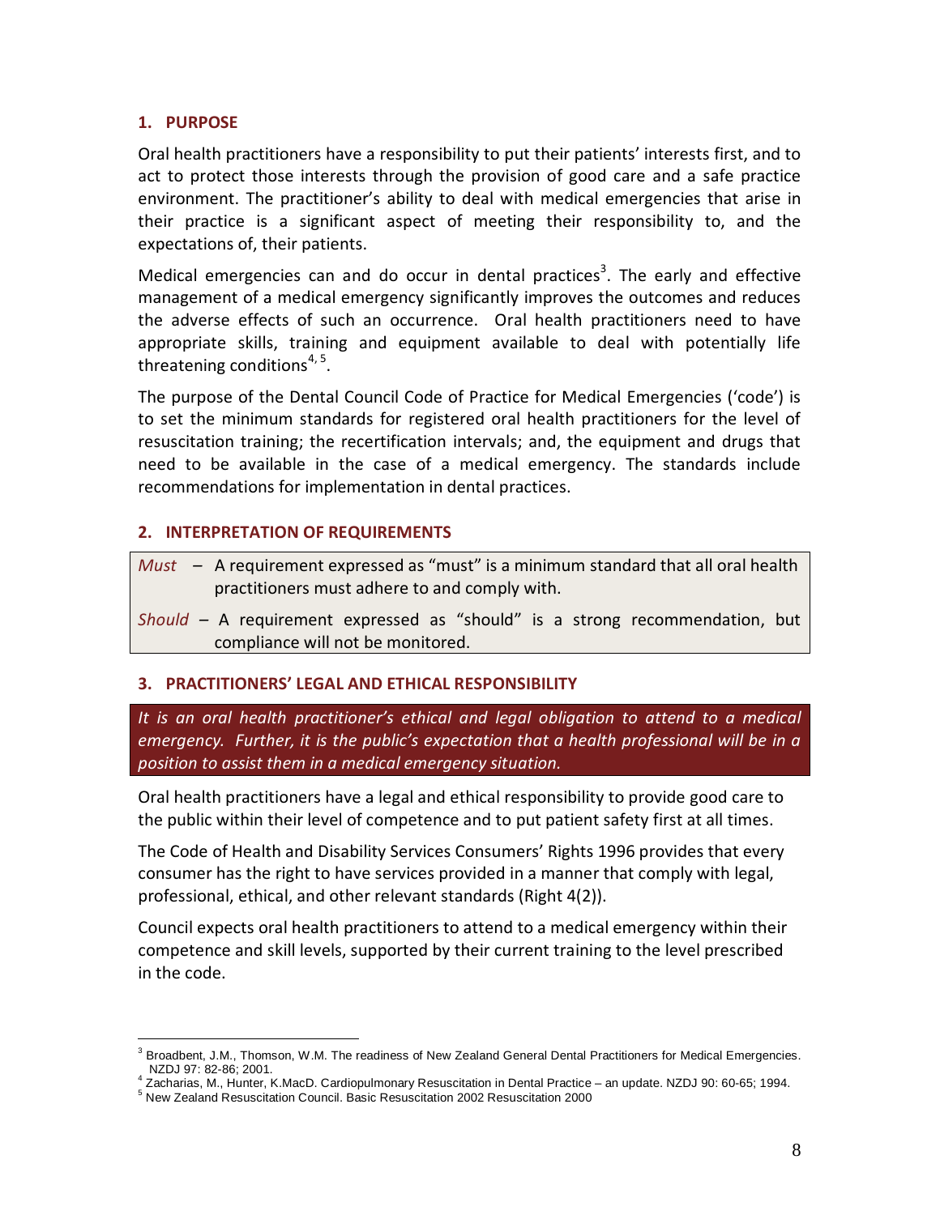## 1. PURPOSE

Oral health practitioners have a responsibility to put their patients' interests first, and to act to protect those interests through the provision of good care and a safe practice environment. The practitioner's ability to deal with medical emergencies that arise in their practice is a significant aspect of meeting their responsibility to, and the expectations of, their patients.

Medical emergencies can and do occur in dental practices[3]. The early and effective management of a medical emergency significantly improves the outcomes and reduces the adverse effects of such an occurrence. Oral health practitioners need to have appropriate skills, training and equipment available to deal with potentially life threatening conditions[4, 5].

The purpose of the Dental Council Code of Practice for Medical Emergencies ('code') is to set the minimum standards for registered oral health practitioners for the level of resuscitation training; the recertification intervals; and, the equipment and drugs that need to be available in the case of a medical emergency. The standards include recommendations for implementation in dental practices.

## 2. INTERPRETATION OF REQUIREMENTS

*Must* – A requirement expressed as "must" is a minimum standard that all oral health practitioners must adhere to and comply with.

*Should* – A requirement expressed as "should" is a strong recommendation, but compliance will not be monitored.

## 3. PRACTITIONERS' LEGAL AND ETHICAL RESPONSIBILITY

*It is an oral health practitioner's ethical and legal obligation to attend to a medical emergency. Further, it is the public's expectation that a health professional will be in a position to assist them in a medical emergency situation.*

Oral health practitioners have a legal and ethical responsibility to provide good care to the public within their level of competence and to put patient safety first at all times.

The Code of Health and Disability Services Consumers' Rights 1996 provides that every consumer has the right to have services provided in a manner that comply with legal, professional, ethical, and other relevant standards (Right 4(2)).

Council expects oral health practitioners to attend to a medical emergency within their competence and skill levels, supported by their current training to the level prescribed in the code.

---

[3] Broadbent, J.M., Thomson, W.M. The readiness of New Zealand General Dental Practitioners for Medical Emergencies. NZDJ 97: 82-86; 2001.

[4] Zacharias, M., Hunter, K.MacD. Cardiopulmonary Resuscitation in Dental Practice – an update. NZDJ 90: 60-65; 1994.

[5] New Zealand Resuscitation Council. Basic Resuscitation 2002 Resuscitation 2000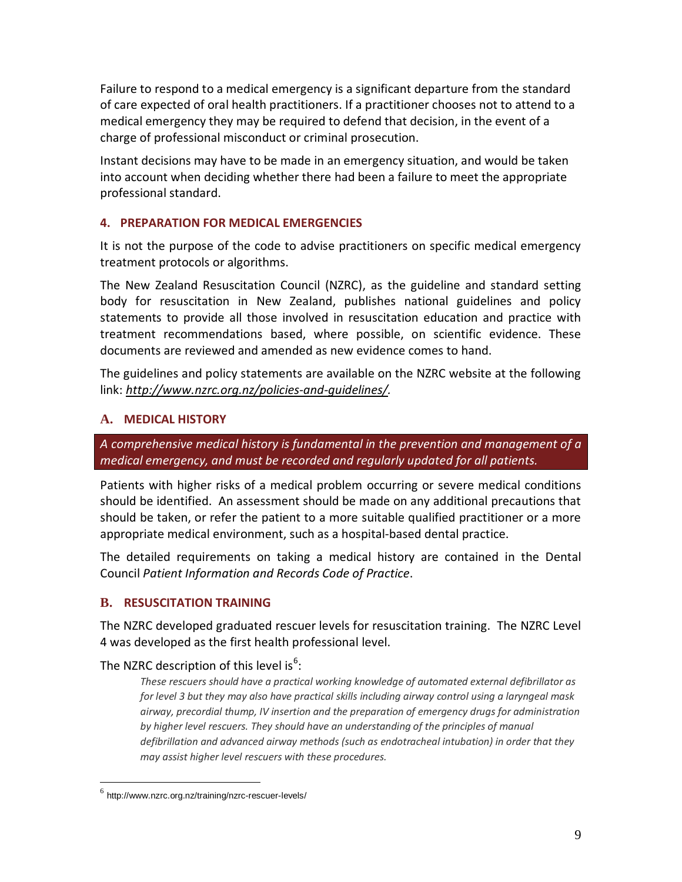Failure to respond to a medical emergency is a significant departure from the standard of care expected of oral health practitioners. If a practitioner chooses not to attend to a medical emergency they may be required to defend that decision, in the event of a charge of professional misconduct or criminal prosecution.

Instant decisions may have to be made in an emergency situation, and would be taken into account when deciding whether there had been a failure to meet the appropriate professional standard.

## 4. PREPARATION FOR MEDICAL EMERGENCIES

It is not the purpose of the code to advise practitioners on specific medical emergency treatment protocols or algorithms.

The New Zealand Resuscitation Council (NZRC), as the guideline and standard setting body for resuscitation in New Zealand, publishes national guidelines and policy statements to provide all those involved in resuscitation education and practice with treatment recommendations based, where possible, on scientific evidence. These documents are reviewed and amended as new evidence comes to hand.

The guidelines and policy statements are available on the NZRC website at the following link: *http://www.nzrc.org.nz/policies-and-guidelines/*.

### A. MEDICAL HISTORY

*A comprehensive medical history is fundamental in the prevention and management of a medical emergency, and must be recorded and regularly updated for all patients.*

Patients with higher risks of a medical problem occurring or severe medical conditions should be identified. An assessment should be made on any additional precautions that should be taken, or refer the patient to a more suitable qualified practitioner or a more appropriate medical environment, such as a hospital-based dental practice.

The detailed requirements on taking a medical history are contained in the Dental Council *Patient Information and Records Code of Practice*.

### B. RESUSCITATION TRAINING

The NZRC developed graduated rescuer levels for resuscitation training. The NZRC Level 4 was developed as the first health professional level.

The NZRC description of this level is[6]:

> *These rescuers should have a practical working knowledge of automated external defibrillator as for level 3 but they may also have practical skills including airway control using a laryngeal mask airway, precordial thump, IV insertion and the preparation of emergency drugs for administration by higher level rescuers. They should have an understanding of the principles of manual defibrillation and advanced airway methods (such as endotracheal intubation) in order that they may assist higher level rescuers with these procedures.*

[6] http://www.nzrc.org.nz/training/nzrc-rescuer-levels/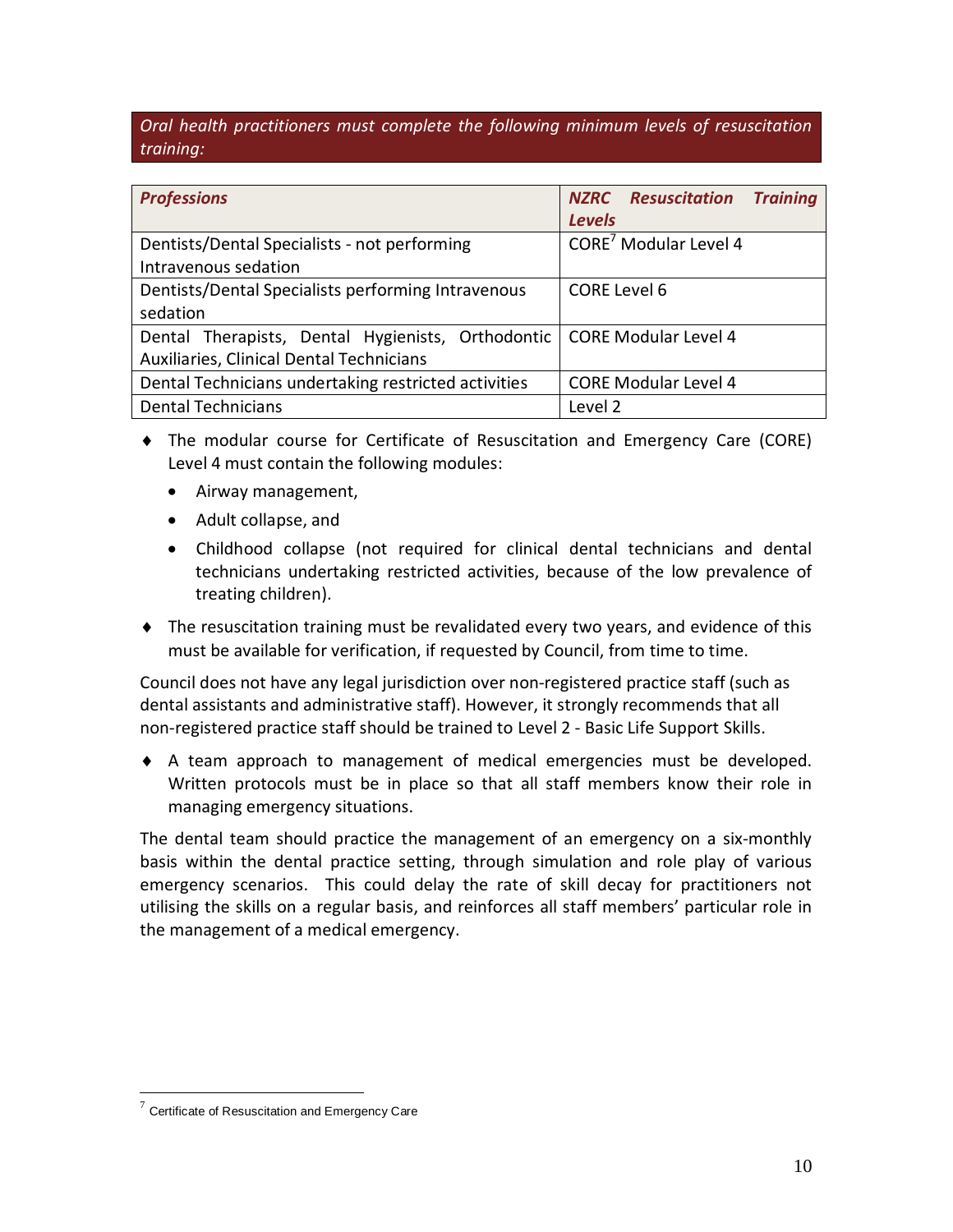*Oral health practitioners must complete the following minimum levels of resuscitation training:*

| *Professions* | *NZRC Resuscitation Training Levels* |
|---|---|
| Dentists/Dental Specialists - not performing Intravenous sedation | CORE[7] Modular Level 4 |
| Dentists/Dental Specialists performing Intravenous sedation | CORE Level 6 |
| Dental Therapists, Dental Hygienists, Orthodontic Auxiliaries, Clinical Dental Technicians | CORE Modular Level 4 |
| Dental Technicians undertaking restricted activities | CORE Modular Level 4 |
| Dental Technicians | Level 2 |

- The modular course for Certificate of Resuscitation and Emergency Care (CORE) Level 4 must contain the following modules:
  - Airway management,
  - Adult collapse, and
  - Childhood collapse (not required for clinical dental technicians and dental technicians undertaking restricted activities, because of the low prevalence of treating children).
- The resuscitation training must be revalidated every two years, and evidence of this must be available for verification, if requested by Council, from time to time.

Council does not have any legal jurisdiction over non-registered practice staff (such as dental assistants and administrative staff). However, it strongly recommends that all non-registered practice staff should be trained to Level 2 - Basic Life Support Skills.

- A team approach to management of medical emergencies must be developed. Written protocols must be in place so that all staff members know their role in managing emergency situations.

The dental team should practice the management of an emergency on a six-monthly basis within the dental practice setting, through simulation and role play of various emergency scenarios. This could delay the rate of skill decay for practitioners not utilising the skills on a regular basis, and reinforces all staff members' particular role in the management of a medical emergency.

[7] Certificate of Resuscitation and Emergency Care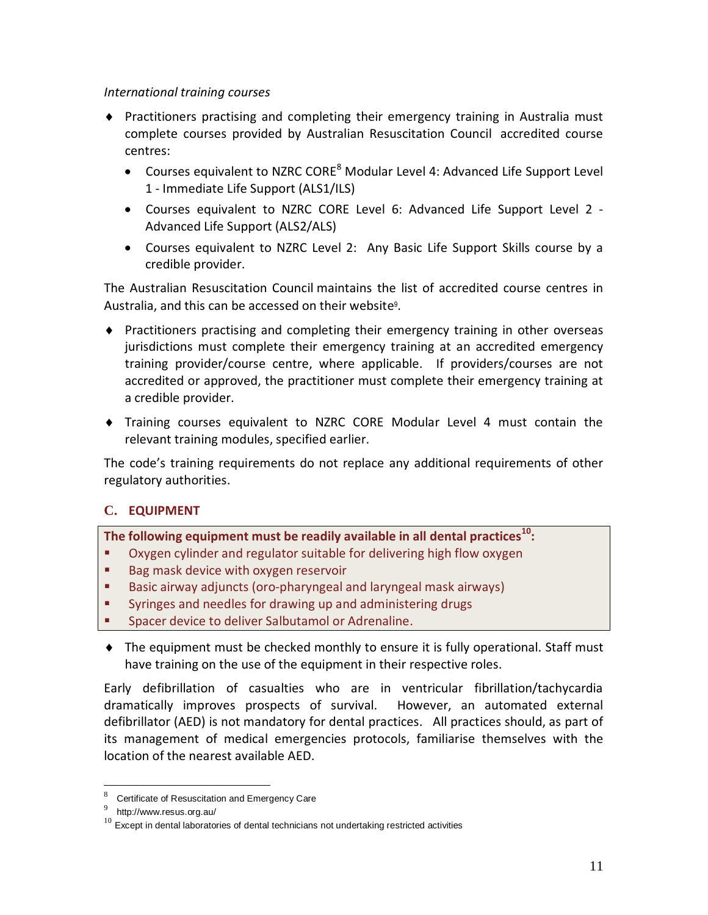*International training courses*

- Practitioners practising and completing their emergency training in Australia must complete courses provided by Australian Resuscitation Council accredited course centres:
  - Courses equivalent to NZRC CORE[8] Modular Level 4: Advanced Life Support Level 1 - Immediate Life Support (ALS1/ILS)
  - Courses equivalent to NZRC CORE Level 6: Advanced Life Support Level 2 - Advanced Life Support (ALS2/ALS)
  - Courses equivalent to NZRC Level 2: Any Basic Life Support Skills course by a credible provider.

The Australian Resuscitation Council maintains the list of accredited course centres in Australia, and this can be accessed on their website[9].

- Practitioners practising and completing their emergency training in other overseas jurisdictions must complete their emergency training at an accredited emergency training provider/course centre, where applicable. If providers/courses are not accredited or approved, the practitioner must complete their emergency training at a credible provider.
- Training courses equivalent to NZRC CORE Modular Level 4 must contain the relevant training modules, specified earlier.

The code's training requirements do not replace any additional requirements of other regulatory authorities.

## C. EQUIPMENT

**The following equipment must be readily available in all dental practices[10]:**

- Oxygen cylinder and regulator suitable for delivering high flow oxygen
- Bag mask device with oxygen reservoir
- Basic airway adjuncts (oro-pharyngeal and laryngeal mask airways)
- Syringes and needles for drawing up and administering drugs
- Spacer device to deliver Salbutamol or Adrenaline.

- The equipment must be checked monthly to ensure it is fully operational. Staff must have training on the use of the equipment in their respective roles.

Early defibrillation of casualties who are in ventricular fibrillation/tachycardia dramatically improves prospects of survival. However, an automated external defibrillator (AED) is not mandatory for dental practices. All practices should, as part of its management of medical emergencies protocols, familiarise themselves with the location of the nearest available AED.

---

[8] Certificate of Resuscitation and Emergency Care

[9] http://www.resus.org.au/

[10] Except in dental laboratories of dental technicians not undertaking restricted activities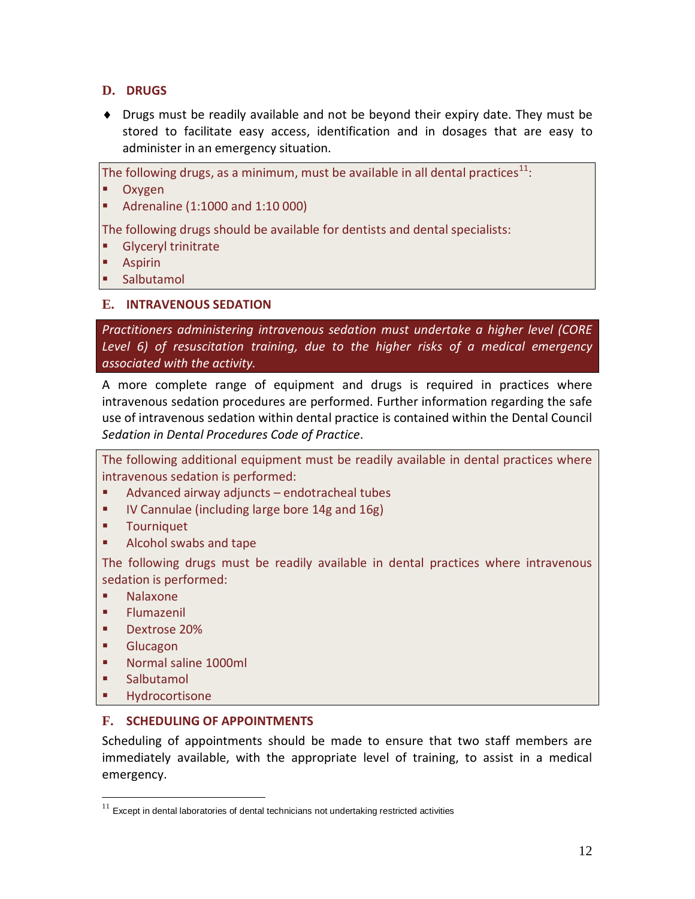## D. DRUGS

- Drugs must be readily available and not be beyond their expiry date. They must be stored to facilitate easy access, identification and in dosages that are easy to administer in an emergency situation.

The following drugs, as a minimum, must be available in all dental practices[11]:

- Oxygen
- Adrenaline (1:1000 and 1:10 000)

The following drugs should be available for dentists and dental specialists:

- Glyceryl trinitrate
- Aspirin
- Salbutamol

## E. INTRAVENOUS SEDATION

*Practitioners administering intravenous sedation must undertake a higher level (CORE Level 6) of resuscitation training, due to the higher risks of a medical emergency associated with the activity.*

A more complete range of equipment and drugs is required in practices where intravenous sedation procedures are performed. Further information regarding the safe use of intravenous sedation within dental practice is contained within the Dental Council *Sedation in Dental Procedures Code of Practice*.

The following additional equipment must be readily available in dental practices where intravenous sedation is performed:

- Advanced airway adjuncts – endotracheal tubes
- IV Cannulae (including large bore 14g and 16g)
- Tourniquet
- Alcohol swabs and tape

The following drugs must be readily available in dental practices where intravenous sedation is performed:

- Nalaxone
- Flumazenil
- Dextrose 20%
- Glucagon
- Normal saline 1000ml
- Salbutamol
- Hydrocortisone

## F. SCHEDULING OF APPOINTMENTS

Scheduling of appointments should be made to ensure that two staff members are immediately available, with the appropriate level of training, to assist in a medical emergency.

---

[11] Except in dental laboratories of dental technicians not undertaking restricted activities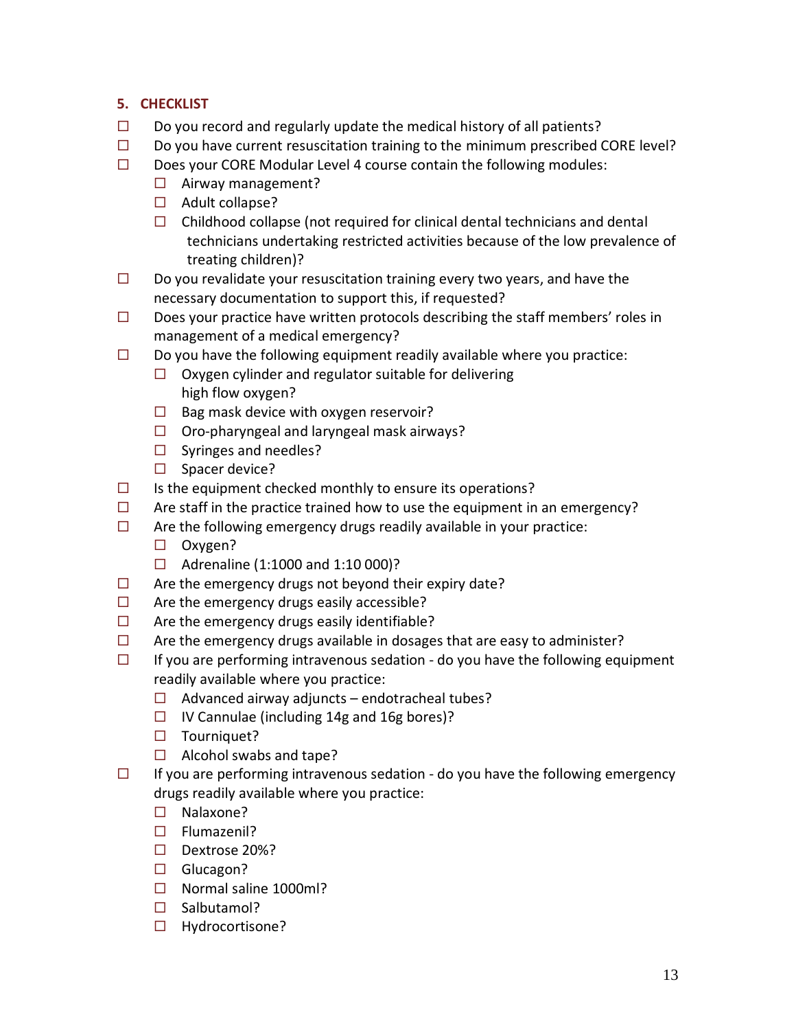## 5. CHECKLIST

- ☐ Do you record and regularly update the medical history of all patients?
- ☐ Do you have current resuscitation training to the minimum prescribed CORE level?
- ☐ Does your CORE Modular Level 4 course contain the following modules:
  - ☐ Airway management?
  - ☐ Adult collapse?
  - ☐ Childhood collapse (not required for clinical dental technicians and dental technicians undertaking restricted activities because of the low prevalence of treating children)?
- ☐ Do you revalidate your resuscitation training every two years, and have the necessary documentation to support this, if requested?
- ☐ Does your practice have written protocols describing the staff members' roles in management of a medical emergency?
- ☐ Do you have the following equipment readily available where you practice:
  - ☐ Oxygen cylinder and regulator suitable for delivering high flow oxygen?
  - ☐ Bag mask device with oxygen reservoir?
  - ☐ Oro-pharyngeal and laryngeal mask airways?
  - ☐ Syringes and needles?
  - ☐ Spacer device?
- ☐ Is the equipment checked monthly to ensure its operations?
- ☐ Are staff in the practice trained how to use the equipment in an emergency?
- ☐ Are the following emergency drugs readily available in your practice:
  - ☐ Oxygen?
  - ☐ Adrenaline (1:1000 and 1:10 000)?
- ☐ Are the emergency drugs not beyond their expiry date?
- ☐ Are the emergency drugs easily accessible?
- ☐ Are the emergency drugs easily identifiable?
- ☐ Are the emergency drugs available in dosages that are easy to administer?
- ☐ If you are performing intravenous sedation - do you have the following equipment readily available where you practice:
  - ☐ Advanced airway adjuncts – endotracheal tubes?
  - ☐ IV Cannulae (including 14g and 16g bores)?
  - ☐ Tourniquet?
  - ☐ Alcohol swabs and tape?
- ☐ If you are performing intravenous sedation - do you have the following emergency drugs readily available where you practice:
  - ☐ Nalaxone?
  - ☐ Flumazenil?
  - ☐ Dextrose 20%?
  - ☐ Glucagon?
  - ☐ Normal saline 1000ml?
  - ☐ Salbutamol?
  - ☐ Hydrocortisone?